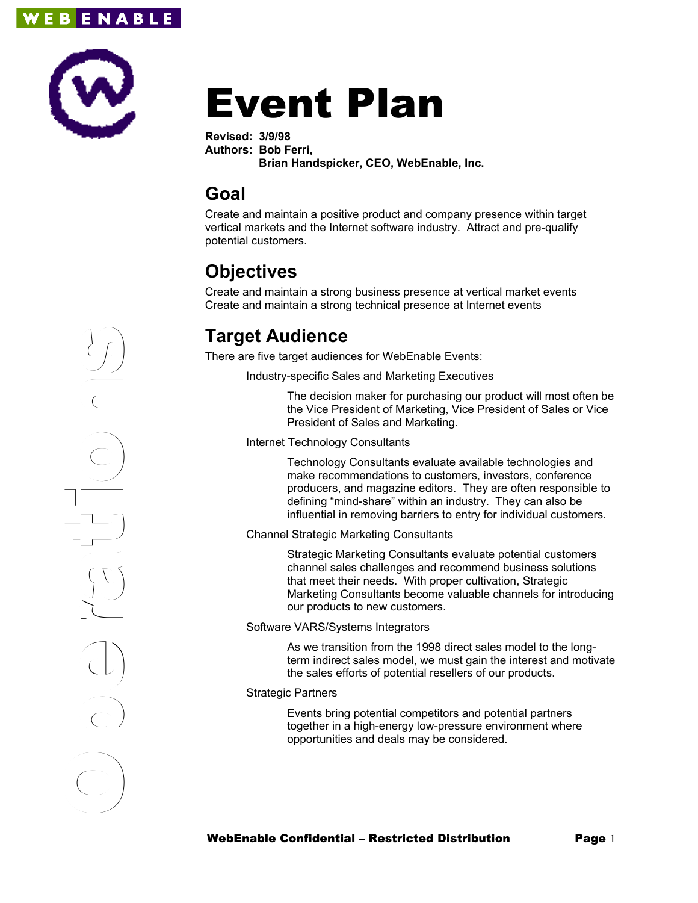# Event Plan

**Revised:** **3/9/98**
**Authors:** **Bob Ferri,**
**Brian Handspicker, CEO, WebEnable, Inc.**

## Goal

Create and maintain a positive product and company presence within target vertical markets and the Internet software industry. Attract and pre-qualify potential customers.

## Objectives

Create and maintain a strong business presence at vertical market events
Create and maintain a strong technical presence at Internet events

## Target Audience

There are five target audiences for WebEnable Events:

Industry-specific Sales and Marketing Executives

> The decision maker for purchasing our product will most often be the Vice President of Marketing, Vice President of Sales or Vice President of Sales and Marketing.

Internet Technology Consultants

> Technology Consultants evaluate available technologies and make recommendations to customers, investors, conference producers, and magazine editors. They are often responsible to defining "mind-share" within an industry. They can also be influential in removing barriers to entry for individual customers.

Channel Strategic Marketing Consultants

> Strategic Marketing Consultants evaluate potential customers channel sales challenges and recommend business solutions that meet their needs. With proper cultivation, Strategic Marketing Consultants become valuable channels for introducing our products to new customers.

Software VARS/Systems Integrators

> As we transition from the 1998 direct sales model to the long-term indirect sales model, we must gain the interest and motivate the sales efforts of potential resellers of our products.

Strategic Partners

> Events bring potential competitors and potential partners together in a high-energy low-pressure environment where opportunities and deals may be considered.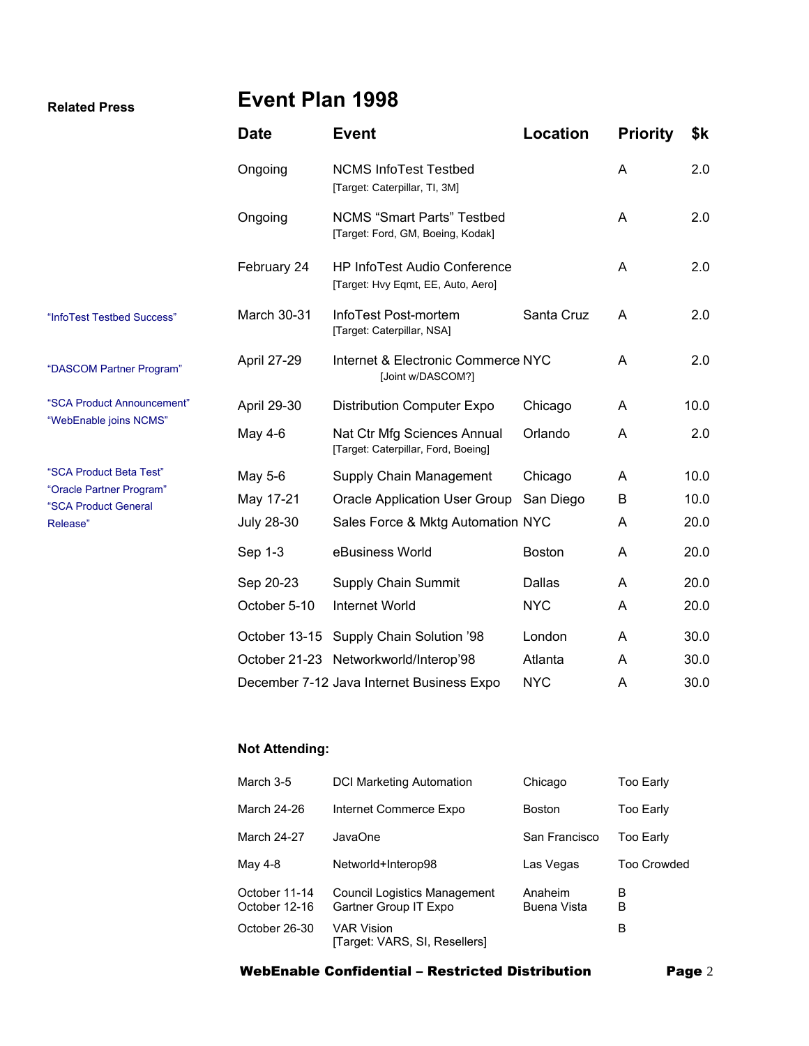# Event Plan 1998

| Related Press | Date | Event | Location | Priority | $k |
|---|---|---|---|---|---|
| | Ongoing | NCMS InfoTest Testbed [Target: Caterpillar, TI, 3M] | | A | 2.0 |
| | Ongoing | NCMS "Smart Parts" Testbed [Target: Ford, GM, Boeing, Kodak] | | A | 2.0 |
| | February 24 | HP InfoTest Audio Conference [Target: Hvy Eqmt, EE, Auto, Aero] | | A | 2.0 |
| "InfoTest Testbed Success" | March 30-31 | InfoTest Post-mortem [Target: Caterpillar, NSA] | Santa Cruz | A | 2.0 |
| "DASCOM Partner Program" | April 27-29 | Internet & Electronic Commerce [Joint w/DASCOM?] | NYC | A | 2.0 |
| "SCA Product Announcement" | April 29-30 | Distribution Computer Expo | Chicago | A | 10.0 |
| "WebEnable joins NCMS" | May 4-6 | Nat Ctr Mfg Sciences Annual [Target: Caterpillar, Ford, Boeing] | Orlando | A | 2.0 |
| "SCA Product Beta Test" | May 5-6 | Supply Chain Management | Chicago | A | 10.0 |
| "Oracle Partner Program" | May 17-21 | Oracle Application User Group | San Diego | B | 10.0 |
| "SCA Product General Release" | July 28-30 | Sales Force & Mktg Automation | NYC | A | 20.0 |
| | Sep 1-3 | eBusiness World | Boston | A | 20.0 |
| | Sep 20-23 | Supply Chain Summit | Dallas | A | 20.0 |
| | October 5-10 | Internet World | NYC | A | 20.0 |
| | October 13-15 | Supply Chain Solution '98 | London | A | 30.0 |
| | October 21-23 | Networkworld/Interop'98 | Atlanta | A | 30.0 |
| | December 7-12 | Java Internet Business Expo | NYC | A | 30.0 |

**Not Attending:**

| Date | Event | Location | Reason |
|---|---|---|---|
| March 3-5 | DCI Marketing Automation | Chicago | Too Early |
| March 24-26 | Internet Commerce Expo | Boston | Too Early |
| March 24-27 | JavaOne | San Francisco | Too Early |
| May 4-8 | Networld+Interop98 | Las Vegas | Too Crowded |
| October 11-14 | Council Logistics Management | Anaheim | B |
| October 12-16 | Gartner Group IT Expo | Buena Vista | B |
| October 26-30 | VAR Vision [Target: VARS, SI, Resellers] | | B |

**WebEnable Confidential – Restricted Distribution**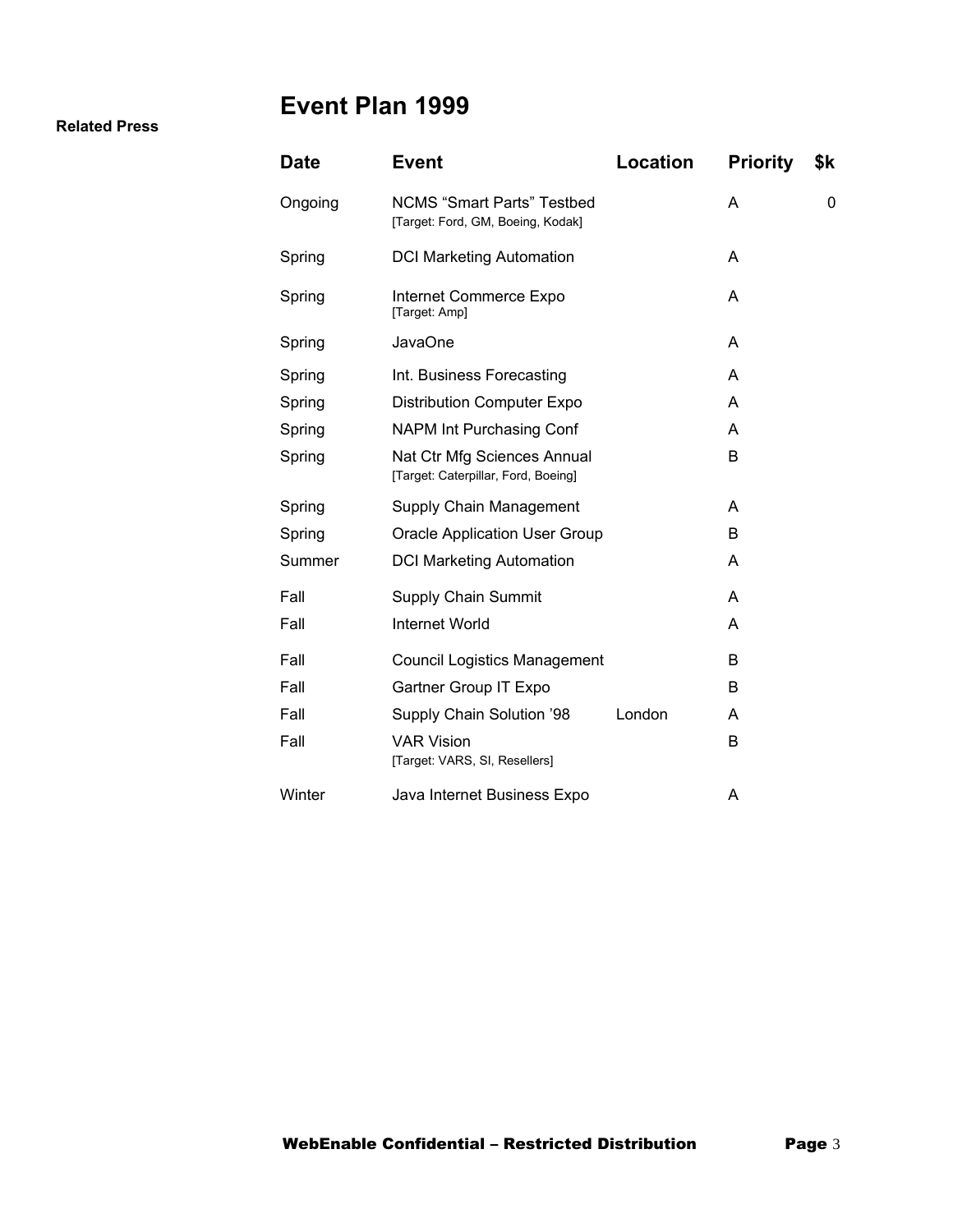**Related Press**

# Event Plan 1999

| Date | Event | Location | Priority | $k |
|---|---|---|---|---|
| Ongoing | NCMS "Smart Parts" Testbed [Target: Ford, GM, Boeing, Kodak] | | A | 0 |
| Spring | DCI Marketing Automation | | A | |
| Spring | Internet Commerce Expo [Target: Amp] | | A | |
| Spring | JavaOne | | A | |
| Spring | Int. Business Forecasting | | A | |
| Spring | Distribution Computer Expo | | A | |
| Spring | NAPM Int Purchasing Conf | | A | |
| Spring | Nat Ctr Mfg Sciences Annual [Target: Caterpillar, Ford, Boeing] | | B | |
| Spring | Supply Chain Management | | A | |
| Spring | Oracle Application User Group | | B | |
| Summer | DCI Marketing Automation | | A | |
| Fall | Supply Chain Summit | | A | |
| Fall | Internet World | | A | |
| Fall | Council Logistics Management | | B | |
| Fall | Gartner Group IT Expo | | B | |
| Fall | Supply Chain Solution '98 | London | A | |
| Fall | VAR Vision [Target: VARS, SI, Resellers] | | B | |
| Winter | Java Internet Business Expo | | A | |

**WebEnable Confidential – Restricted Distribution**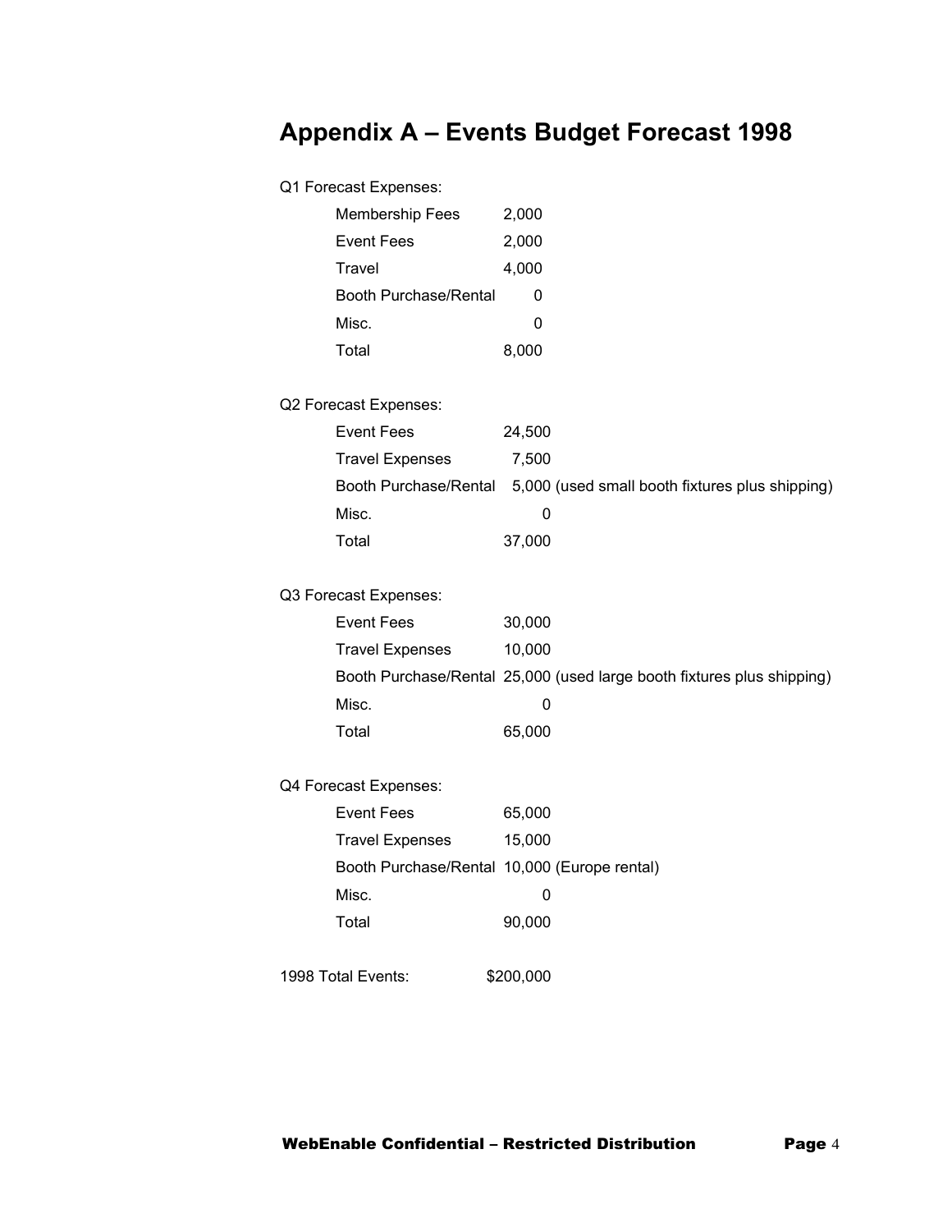# Appendix A – Events Budget Forecast 1998

Q1 Forecast Expenses:

| | | |
|---|---|---|
| Membership Fees | 2,000 | |
| Event Fees | 2,000 | |
| Travel | 4,000 | |
| Booth Purchase/Rental | 0 | |
| Misc. | 0 | |
| Total | 8,000 | |

Q2 Forecast Expenses:

| | | |
|---|---|---|
| Event Fees | 24,500 | |
| Travel Expenses | 7,500 | |
| Booth Purchase/Rental | 5,000 | (used small booth fixtures plus shipping) |
| Misc. | 0 | |
| Total | 37,000 | |

Q3 Forecast Expenses:

| | | |
|---|---|---|
| Event Fees | 30,000 | |
| Travel Expenses | 10,000 | |
| Booth Purchase/Rental | 25,000 | (used large booth fixtures plus shipping) |
| Misc. | 0 | |
| Total | 65,000 | |

Q4 Forecast Expenses:

| | | |
|---|---|---|
| Event Fees | 65,000 | |
| Travel Expenses | 15,000 | |
| Booth Purchase/Rental | 10,000 | (Europe rental) |
| Misc. | 0 | |
| Total | 90,000 | |

1998 Total Events: $200,000